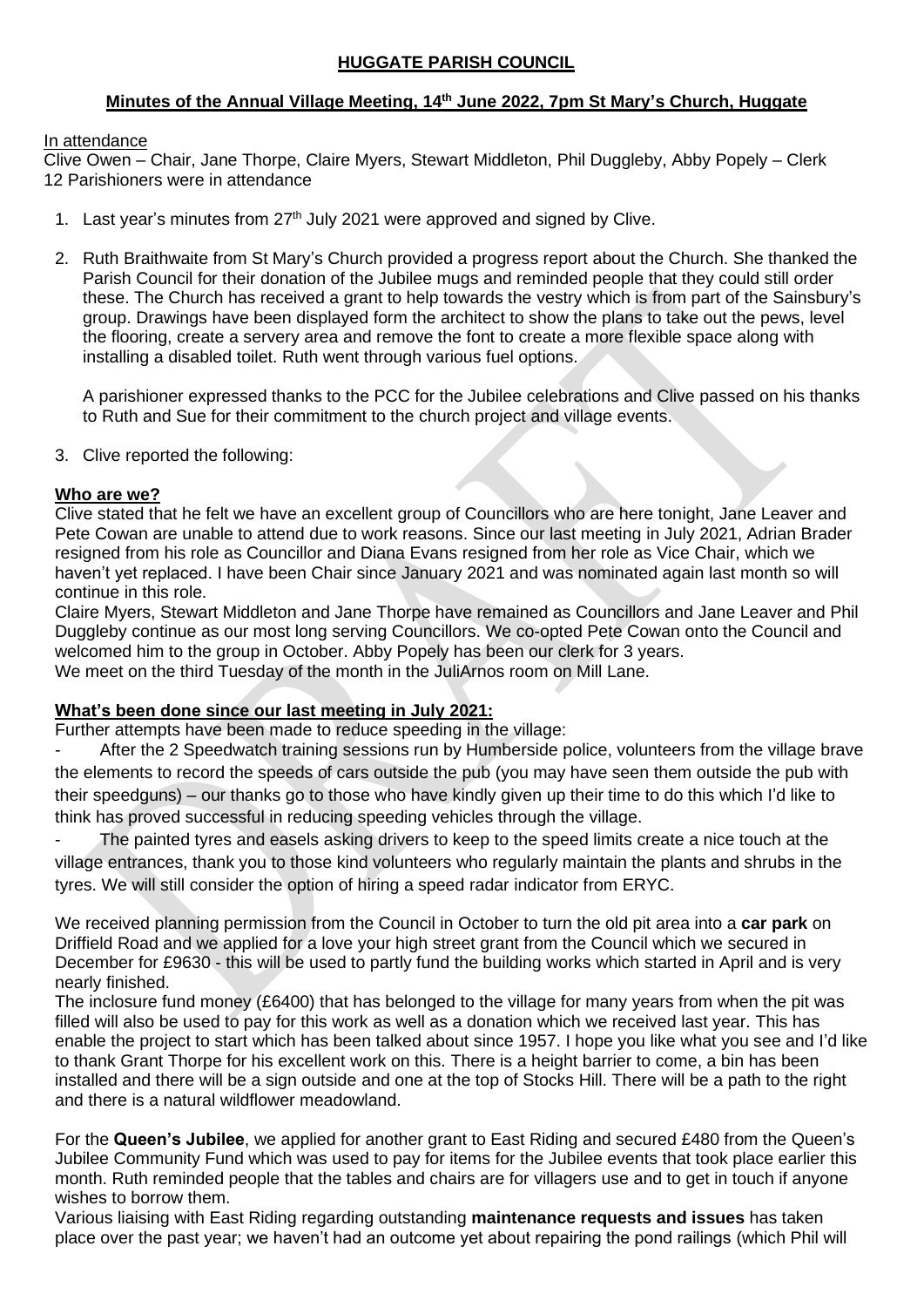# HUGGATE PARISH COUNCIL

## Minutes of the Annual Village Meeting, 14th June 2022, 7pm St Mary's Church, Huggate

In attendance

Clive Owen – Chair, Jane Thorpe, Claire Myers, Stewart Middleton, Phil Duggleby, Abby Popely – Clerk
12 Parishioners were in attendance

1. Last year's minutes from 27th July 2021 were approved and signed by Clive.

2. Ruth Braithwaite from St Mary's Church provided a progress report about the Church. She thanked the Parish Council for their donation of the Jubilee mugs and reminded people that they could still order these. The Church has received a grant to help towards the vestry which is from part of the Sainsbury's group. Drawings have been displayed form the architect to show the plans to take out the pews, level the flooring, create a servery area and remove the font to create a more flexible space along with installing a disabled toilet. Ruth went through various fuel options.

   A parishioner expressed thanks to the PCC for the Jubilee celebrations and Clive passed on his thanks to Ruth and Sue for their commitment to the church project and village events.

3. Clive reported the following:

**Who are we?**

Clive stated that he felt we have an excellent group of Councillors who are here tonight, Jane Leaver and Pete Cowan are unable to attend due to work reasons. Since our last meeting in July 2021, Adrian Brader resigned from his role as Councillor and Diana Evans resigned from her role as Vice Chair, which we haven't yet replaced. I have been Chair since January 2021 and was nominated again last month so will continue in this role.

Claire Myers, Stewart Middleton and Jane Thorpe have remained as Councillors and Jane Leaver and Phil Duggleby continue as our most long serving Councillors. We co-opted Pete Cowan onto the Council and welcomed him to the group in October. Abby Popely has been our clerk for 3 years.

We meet on the third Tuesday of the month in the JuliArnos room on Mill Lane.

**What's been done since our last meeting in July 2021:**

Further attempts have been made to reduce speeding in the village:

- After the 2 Speedwatch training sessions run by Humberside police, volunteers from the village brave the elements to record the speeds of cars outside the pub (you may have seen them outside the pub with their speedguns) – our thanks go to those who have kindly given up their time to do this which I'd like to think has proved successful in reducing speeding vehicles through the village.
- The painted tyres and easels asking drivers to keep to the speed limits create a nice touch at the village entrances, thank you to those kind volunteers who regularly maintain the plants and shrubs in the tyres. We will still consider the option of hiring a speed radar indicator from ERYC.

We received planning permission from the Council in October to turn the old pit area into a **car park** on Driffield Road and we applied for a love your high street grant from the Council which we secured in December for £9630 - this will be used to partly fund the building works which started in April and is very nearly finished.

The inclosure fund money (£6400) that has belonged to the village for many years from when the pit was filled will also be used to pay for this work as well as a donation which we received last year. This has enable the project to start which has been talked about since 1957. I hope you like what you see and I'd like to thank Grant Thorpe for his excellent work on this. There is a height barrier to come, a bin has been installed and there will be a sign outside and one at the top of Stocks Hill. There will be a path to the right and there is a natural wildflower meadowland.

For the **Queen's Jubilee**, we applied for another grant to East Riding and secured £480 from the Queen's Jubilee Community Fund which was used to pay for items for the Jubilee events that took place earlier this month. Ruth reminded people that the tables and chairs are for villagers use and to get in touch if anyone wishes to borrow them.

Various liaising with East Riding regarding outstanding **maintenance requests and issues** has taken place over the past year; we haven't had an outcome yet about repairing the pond railings (which Phil will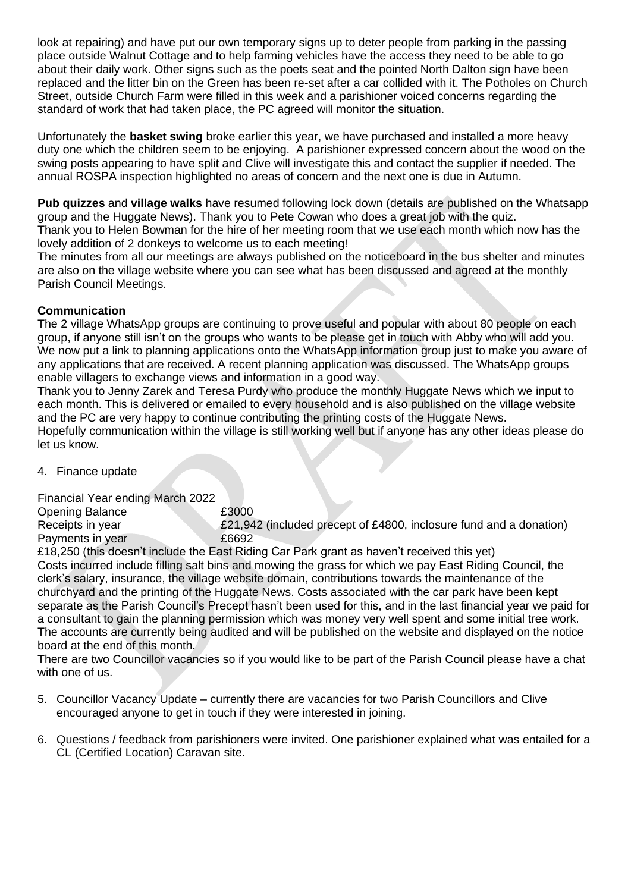look at repairing) and have put our own temporary signs up to deter people from parking in the passing place outside Walnut Cottage and to help farming vehicles have the access they need to be able to go about their daily work. Other signs such as the poets seat and the pointed North Dalton sign have been replaced and the litter bin on the Green has been re-set after a car collided with it. The Potholes on Church Street, outside Church Farm were filled in this week and a parishioner voiced concerns regarding the standard of work that had taken place, the PC agreed will monitor the situation.

Unfortunately the **basket swing** broke earlier this year, we have purchased and installed a more heavy duty one which the children seem to be enjoying. A parishioner expressed concern about the wood on the swing posts appearing to have split and Clive will investigate this and contact the supplier if needed. The annual ROSPA inspection highlighted no areas of concern and the next one is due in Autumn.

**Pub quizzes** and **village walks** have resumed following lock down (details are published on the Whatsapp group and the Huggate News). Thank you to Pete Cowan who does a great job with the quiz.
Thank you to Helen Bowman for the hire of her meeting room that we use each month which now has the lovely addition of 2 donkeys to welcome us to each meeting!
The minutes from all our meetings are always published on the noticeboard in the bus shelter and minutes are also on the village website where you can see what has been discussed and agreed at the monthly Parish Council Meetings.

**Communication**
The 2 village WhatsApp groups are continuing to prove useful and popular with about 80 people on each group, if anyone still isn't on the groups who wants to be please get in touch with Abby who will add you. We now put a link to planning applications onto the WhatsApp information group just to make you aware of any applications that are received. A recent planning application was discussed. The WhatsApp groups enable villagers to exchange views and information in a good way.
Thank you to Jenny Zarek and Teresa Purdy who produce the monthly Huggate News which we input to each month. This is delivered or emailed to every household and is also published on the village website and the PC are very happy to continue contributing the printing costs of the Huggate News.
Hopefully communication within the village is still working well but if anyone has any other ideas please do let us know.

4. Finance update

Financial Year ending March 2022

| | |
|---|---|
| Opening Balance | £3000 |
| Receipts in year | £21,942 (included precept of £4800, inclosure fund and a donation) |
| Payments in year | £6692 |

£18,250 (this doesn't include the East Riding Car Park grant as haven't received this yet)
Costs incurred include filling salt bins and mowing the grass for which we pay East Riding Council, the clerk's salary, insurance, the village website domain, contributions towards the maintenance of the churchyard and the printing of the Huggate News. Costs associated with the car park have been kept separate as the Parish Council's Precept hasn't been used for this, and in the last financial year we paid for a consultant to gain the planning permission which was money very well spent and some initial tree work. The accounts are currently being audited and will be published on the website and displayed on the notice board at the end of this month.
There are two Councillor vacancies so if you would like to be part of the Parish Council please have a chat with one of us.

5. Councillor Vacancy Update – currently there are vacancies for two Parish Councillors and Clive encouraged anyone to get in touch if they were interested in joining.

6. Questions / feedback from parishioners were invited. One parishioner explained what was entailed for a CL (Certified Location) Caravan site.